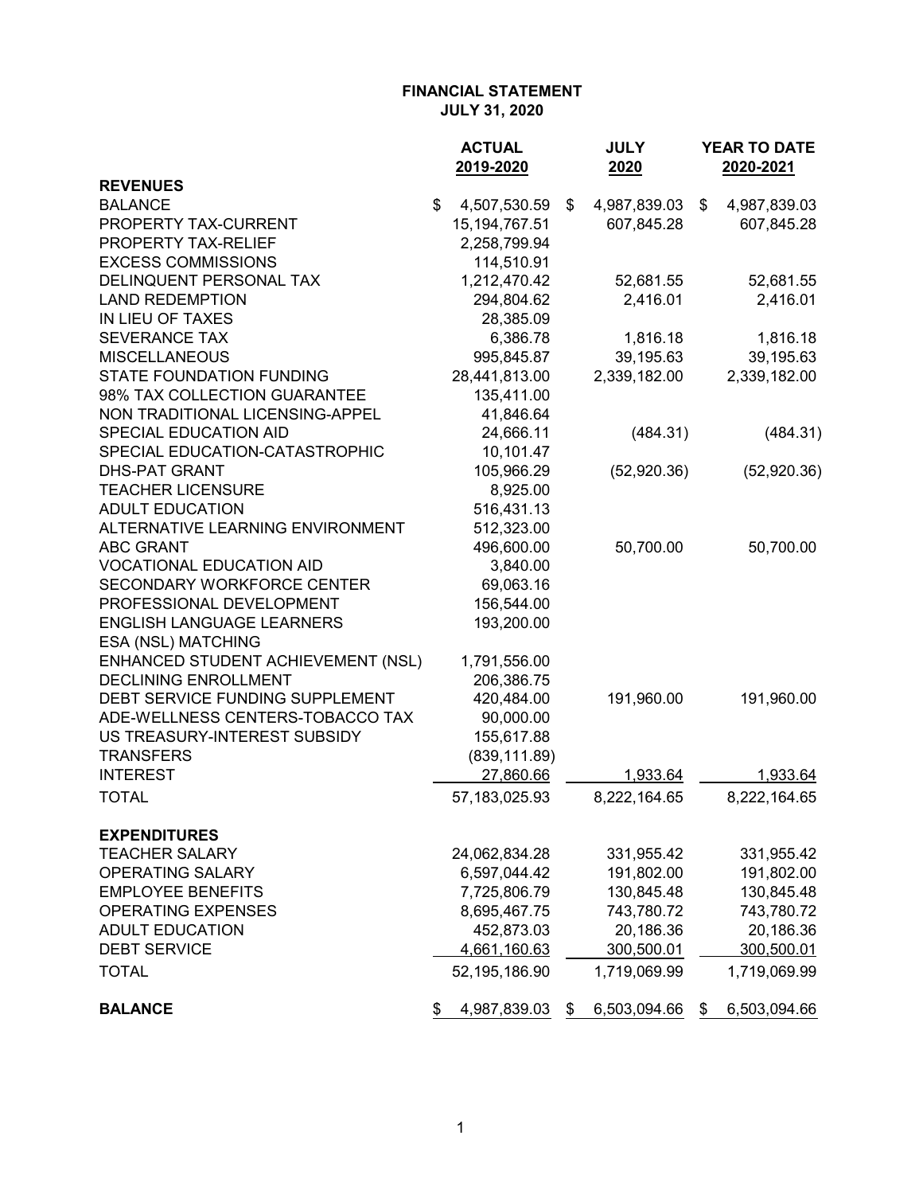**FINANCIAL STATEMENT**
**JULY 31, 2020**

| | ACTUAL 2019-2020 | JULY 2020 | YEAR TO DATE 2020-2021 |
|---|---|---|---|
| **REVENUES** | | | |
| BALANCE | $ 4,507,530.59 | $ 4,987,839.03 | $ 4,987,839.03 |
| PROPERTY TAX-CURRENT | 15,194,767.51 | 607,845.28 | 607,845.28 |
| PROPERTY TAX-RELIEF | 2,258,799.94 | | |
| EXCESS COMMISSIONS | 114,510.91 | | |
| DELINQUENT PERSONAL TAX | 1,212,470.42 | 52,681.55 | 52,681.55 |
| LAND REDEMPTION | 294,804.62 | 2,416.01 | 2,416.01 |
| IN LIEU OF TAXES | 28,385.09 | | |
| SEVERANCE TAX | 6,386.78 | 1,816.18 | 1,816.18 |
| MISCELLANEOUS | 995,845.87 | 39,195.63 | 39,195.63 |
| STATE FOUNDATION FUNDING | 28,441,813.00 | 2,339,182.00 | 2,339,182.00 |
| 98% TAX COLLECTION GUARANTEE | 135,411.00 | | |
| NON TRADITIONAL LICENSING-APPEL | 41,846.64 | | |
| SPECIAL EDUCATION AID | 24,666.11 | (484.31) | (484.31) |
| SPECIAL EDUCATION-CATASTROPHIC | 10,101.47 | | |
| DHS-PAT GRANT | 105,966.29 | (52,920.36) | (52,920.36) |
| TEACHER LICENSURE | 8,925.00 | | |
| ADULT EDUCATION | 516,431.13 | | |
| ALTERNATIVE LEARNING ENVIRONMENT | 512,323.00 | | |
| ABC GRANT | 496,600.00 | 50,700.00 | 50,700.00 |
| VOCATIONAL EDUCATION AID | 3,840.00 | | |
| SECONDARY WORKFORCE CENTER | 69,063.16 | | |
| PROFESSIONAL DEVELOPMENT | 156,544.00 | | |
| ENGLISH LANGUAGE LEARNERS | 193,200.00 | | |
| ESA (NSL) MATCHING | | | |
| ENHANCED STUDENT ACHIEVEMENT (NSL) | 1,791,556.00 | | |
| DECLINING ENROLLMENT | 206,386.75 | | |
| DEBT SERVICE FUNDING SUPPLEMENT | 420,484.00 | 191,960.00 | 191,960.00 |
| ADE-WELLNESS CENTERS-TOBACCO TAX | 90,000.00 | | |
| US TREASURY-INTEREST SUBSIDY | 155,617.88 | | |
| TRANSFERS | (839,111.89) | | |
| INTEREST | 27,860.66 | 1,933.64 | 1,933.64 |
| TOTAL | 57,183,025.93 | 8,222,164.65 | 8,222,164.65 |
| **EXPENDITURES** | | | |
| TEACHER SALARY | 24,062,834.28 | 331,955.42 | 331,955.42 |
| OPERATING SALARY | 6,597,044.42 | 191,802.00 | 191,802.00 |
| EMPLOYEE BENEFITS | 7,725,806.79 | 130,845.48 | 130,845.48 |
| OPERATING EXPENSES | 8,695,467.75 | 743,780.72 | 743,780.72 |
| ADULT EDUCATION | 452,873.03 | 20,186.36 | 20,186.36 |
| DEBT SERVICE | 4,661,160.63 | 300,500.01 | 300,500.01 |
| TOTAL | 52,195,186.90 | 1,719,069.99 | 1,719,069.99 |
| **BALANCE** | $ 4,987,839.03 | $ 6,503,094.66 | $ 6,503,094.66 |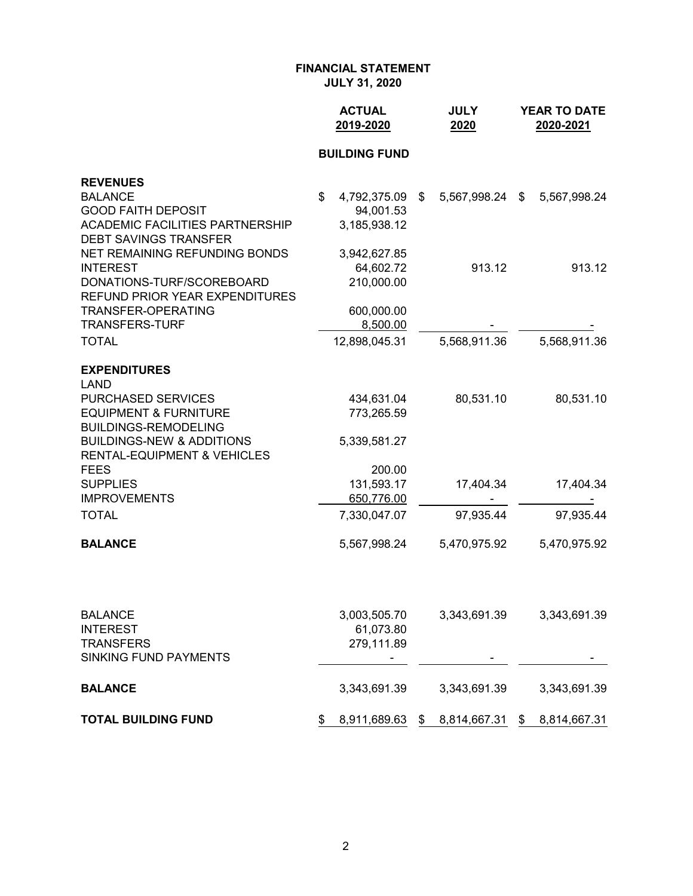# FINANCIAL STATEMENT
## JULY 31, 2020

| | ACTUAL 2019-2020 | JULY 2020 | YEAR TO DATE 2020-2021 |
|---|---|---|---|
| | **BUILDING FUND** | | |
| **REVENUES** | | | |
| BALANCE | $ 4,792,375.09 | $ 5,567,998.24 | $ 5,567,998.24 |
| GOOD FAITH DEPOSIT | 94,001.53 | | |
| ACADEMIC FACILITIES PARTNERSHIP | 3,185,938.12 | | |
| DEBT SAVINGS TRANSFER | | | |
| NET REMAINING REFUNDING BONDS | 3,942,627.85 | | |
| INTEREST | 64,602.72 | 913.12 | 913.12 |
| DONATIONS-TURF/SCOREBOARD | 210,000.00 | | |
| REFUND PRIOR YEAR EXPENDITURES | | | |
| TRANSFER-OPERATING | 600,000.00 | | |
| TRANSFERS-TURF | 8,500.00 | - | - |
| TOTAL | 12,898,045.31 | 5,568,911.36 | 5,568,911.36 |
| **EXPENDITURES** | | | |
| LAND | | | |
| PURCHASED SERVICES | 434,631.04 | 80,531.10 | 80,531.10 |
| EQUIPMENT & FURNITURE | 773,265.59 | | |
| BUILDINGS-REMODELING | | | |
| BUILDINGS-NEW & ADDITIONS | 5,339,581.27 | | |
| RENTAL-EQUIPMENT & VEHICLES | | | |
| FEES | 200.00 | | |
| SUPPLIES | 131,593.17 | 17,404.34 | 17,404.34 |
| IMPROVEMENTS | 650,776.00 | - | - |
| TOTAL | 7,330,047.07 | 97,935.44 | 97,935.44 |
| **BALANCE** | 5,567,998.24 | 5,470,975.92 | 5,470,975.92 |
| | | | |
| BALANCE | 3,003,505.70 | 3,343,691.39 | 3,343,691.39 |
| INTEREST | 61,073.80 | | |
| TRANSFERS | 279,111.89 | | |
| SINKING FUND PAYMENTS | - | - | - |
| **BALANCE** | 3,343,691.39 | 3,343,691.39 | 3,343,691.39 |
| **TOTAL BUILDING FUND** | $ 8,911,689.63 | $ 8,814,667.31 | $ 8,814,667.31 |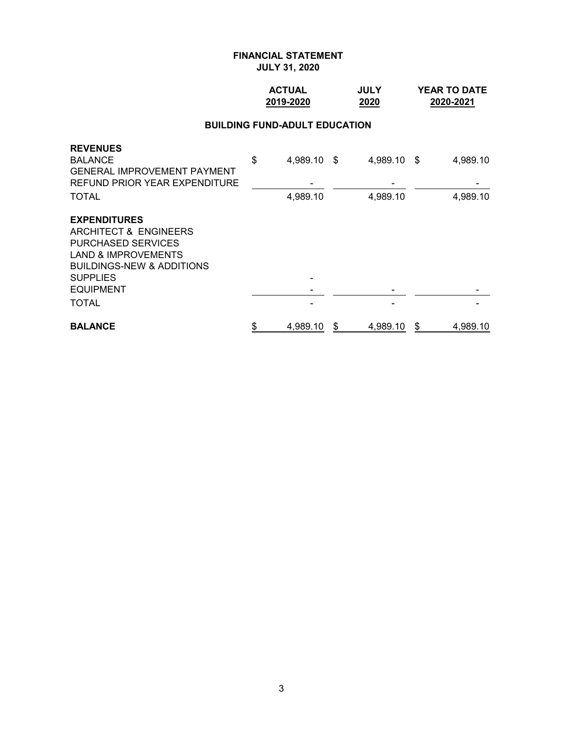**FINANCIAL STATEMENT**
**JULY 31, 2020**

| | ACTUAL 2019-2020 | JULY 2020 | YEAR TO DATE 2020-2021 |
|---|---|---|---|
| **BUILDING FUND-ADULT EDUCATION** | | | |
| **REVENUES** | | | |
| BALANCE | $ 4,989.10 | $ 4,989.10 | $ 4,989.10 |
| GENERAL IMPROVEMENT PAYMENT | | | |
| REFUND PRIOR YEAR EXPENDITURE | - | - | - |
| TOTAL | 4,989.10 | 4,989.10 | 4,989.10 |
| **EXPENDITURES** | | | |
| ARCHITECT & ENGINEERS | | | |
| PURCHASED SERVICES | | | |
| LAND & IMPROVEMENTS | | | |
| BUILDINGS-NEW & ADDITIONS | | | |
| SUPPLIES | - | | |
| EQUIPMENT | - | - | - |
| TOTAL | - | - | - |
| **BALANCE** | $ 4,989.10 | $ 4,989.10 | $ 4,989.10 |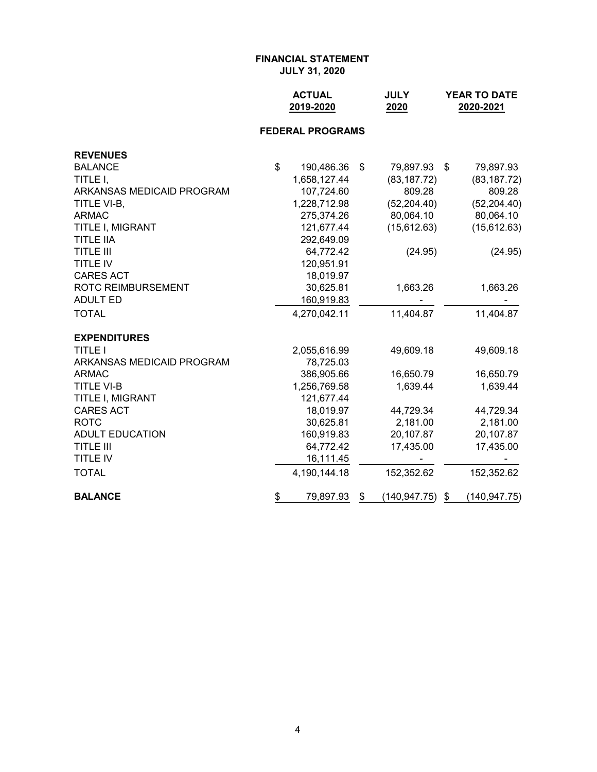# FINANCIAL STATEMENT
## JULY 31, 2020

| | ACTUAL 2019-2020 | JULY 2020 | YEAR TO DATE 2020-2021 |
|---|---|---|---|
| | **FEDERAL PROGRAMS** | | |
| **REVENUES** | | | |
| BALANCE | $ 190,486.36 | $ 79,897.93 | $ 79,897.93 |
| TITLE I, | 1,658,127.44 | (83,187.72) | (83,187.72) |
| ARKANSAS MEDICAID PROGRAM | 107,724.60 | 809.28 | 809.28 |
| TITLE VI-B, | 1,228,712.98 | (52,204.40) | (52,204.40) |
| ARMAC | 275,374.26 | 80,064.10 | 80,064.10 |
| TITLE I, MIGRANT | 121,677.44 | (15,612.63) | (15,612.63) |
| TITLE IIA | 292,649.09 | | |
| TITLE III | 64,772.42 | (24.95) | (24.95) |
| TITLE IV | 120,951.91 | | |
| CARES ACT | 18,019.97 | | |
| ROTC REIMBURSEMENT | 30,625.81 | 1,663.26 | 1,663.26 |
| ADULT ED | 160,919.83 | - | - |
| TOTAL | 4,270,042.11 | 11,404.87 | 11,404.87 |
| **EXPENDITURES** | | | |
| TITLE I | 2,055,616.99 | 49,609.18 | 49,609.18 |
| ARKANSAS MEDICAID PROGRAM | 78,725.03 | | |
| ARMAC | 386,905.66 | 16,650.79 | 16,650.79 |
| TITLE VI-B | 1,256,769.58 | 1,639.44 | 1,639.44 |
| TITLE I, MIGRANT | 121,677.44 | | |
| CARES ACT | 18,019.97 | 44,729.34 | 44,729.34 |
| ROTC | 30,625.81 | 2,181.00 | 2,181.00 |
| ADULT EDUCATION | 160,919.83 | 20,107.87 | 20,107.87 |
| TITLE III | 64,772.42 | 17,435.00 | 17,435.00 |
| TITLE IV | 16,111.45 | - | - |
| TOTAL | 4,190,144.18 | 152,352.62 | 152,352.62 |
| **BALANCE** | $ 79,897.93 | $ (140,947.75) | $ (140,947.75) |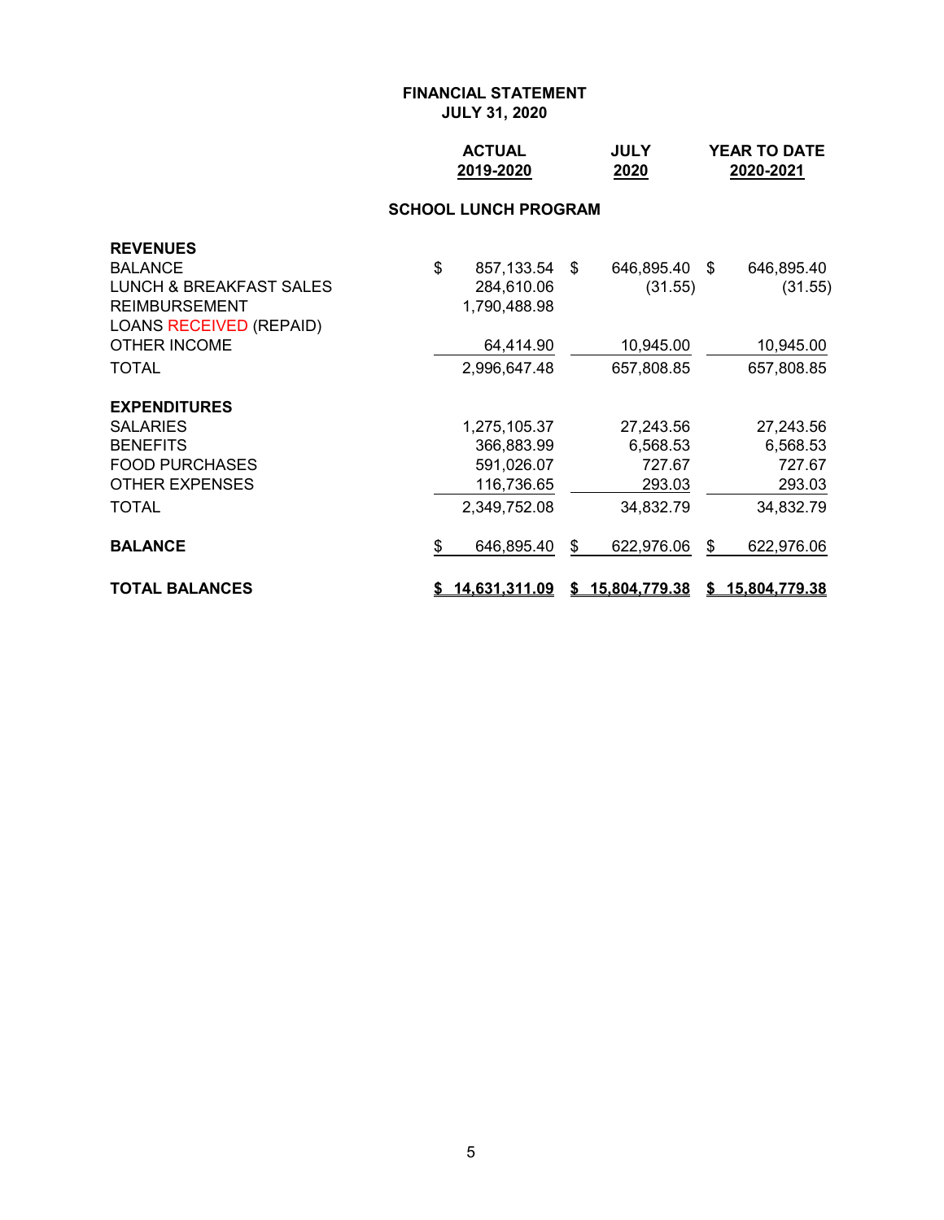**FINANCIAL STATEMENT**
**JULY 31, 2020**

| | ACTUAL 2019-2020 | JULY 2020 | YEAR TO DATE 2020-2021 |
|---|---|---|---|
| **SCHOOL LUNCH PROGRAM** | | | |
| **REVENUES** | | | |
| BALANCE | $ 857,133.54 | $ 646,895.40 | $ 646,895.40 |
| LUNCH & BREAKFAST SALES | 284,610.06 | (31.55) | (31.55) |
| REIMBURSEMENT | 1,790,488.98 | | |
| LOANS RECEIVED (REPAID) | | | |
| OTHER INCOME | 64,414.90 | 10,945.00 | 10,945.00 |
| TOTAL | 2,996,647.48 | 657,808.85 | 657,808.85 |
| **EXPENDITURES** | | | |
| SALARIES | 1,275,105.37 | 27,243.56 | 27,243.56 |
| BENEFITS | 366,883.99 | 6,568.53 | 6,568.53 |
| FOOD PURCHASES | 591,026.07 | 727.67 | 727.67 |
| OTHER EXPENSES | 116,736.65 | 293.03 | 293.03 |
| TOTAL | 2,349,752.08 | 34,832.79 | 34,832.79 |
| **BALANCE** | $ 646,895.40 | $ 622,976.06 | $ 622,976.06 |
| **TOTAL BALANCES** | **$ 14,631,311.09** | **$ 15,804,779.38** | **$ 15,804,779.38** |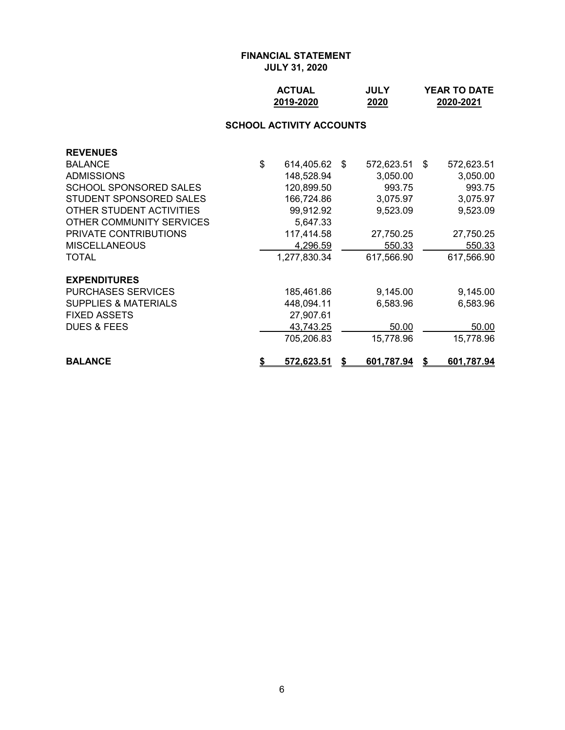**FINANCIAL STATEMENT**
**JULY 31, 2020**

| | ACTUAL 2019-2020 | JULY 2020 | YEAR TO DATE 2020-2021 |
|---|---|---|---|
| **SCHOOL ACTIVITY ACCOUNTS** | | | |
| **REVENUES** | | | |
| BALANCE | $ 614,405.62 | $ 572,623.51 | $ 572,623.51 |
| ADMISSIONS | 148,528.94 | 3,050.00 | 3,050.00 |
| SCHOOL SPONSORED SALES | 120,899.50 | 993.75 | 993.75 |
| STUDENT SPONSORED SALES | 166,724.86 | 3,075.97 | 3,075.97 |
| OTHER STUDENT ACTIVITIES | 99,912.92 | 9,523.09 | 9,523.09 |
| OTHER COMMUNITY SERVICES | 5,647.33 | | |
| PRIVATE CONTRIBUTIONS | 117,414.58 | 27,750.25 | 27,750.25 |
| MISCELLANEOUS | 4,296.59 | 550.33 | 550.33 |
| TOTAL | 1,277,830.34 | 617,566.90 | 617,566.90 |
| **EXPENDITURES** | | | |
| PURCHASES SERVICES | 185,461.86 | 9,145.00 | 9,145.00 |
| SUPPLIES & MATERIALS | 448,094.11 | 6,583.96 | 6,583.96 |
| FIXED ASSETS | 27,907.61 | | |
| DUES & FEES | 43,743.25 | 50.00 | 50.00 |
| | 705,206.83 | 15,778.96 | 15,778.96 |
| **BALANCE** | **$ 572,623.51** | **$ 601,787.94** | **$ 601,787.94** |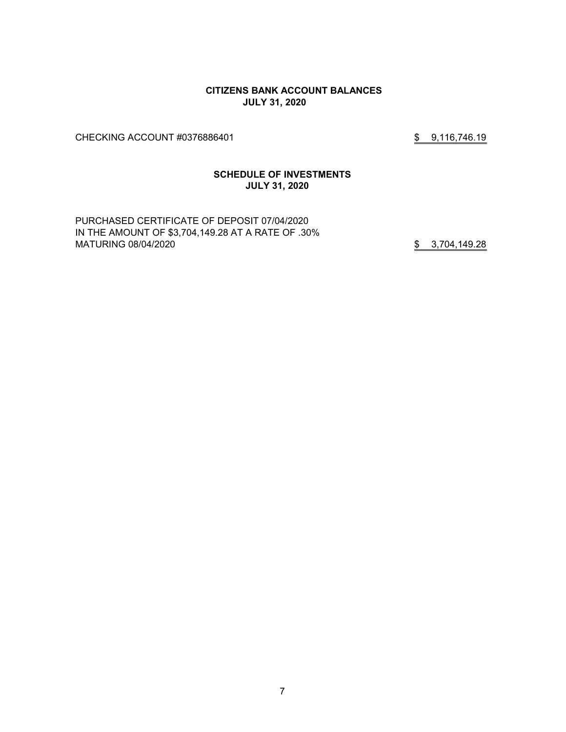## CITIZENS BANK ACCOUNT BALANCES
## JULY 31, 2020

| | |
|---|---|
| CHECKING ACCOUNT #0376886401 | $ 9,116,746.19 |

## SCHEDULE OF INVESTMENTS
## JULY 31, 2020

| | |
|---|---|
| PURCHASED CERTIFICATE OF DEPOSIT 07/04/2020 IN THE AMOUNT OF $3,704,149.28 AT A RATE OF .30% MATURING 08/04/2020 | $ 3,704,149.28 |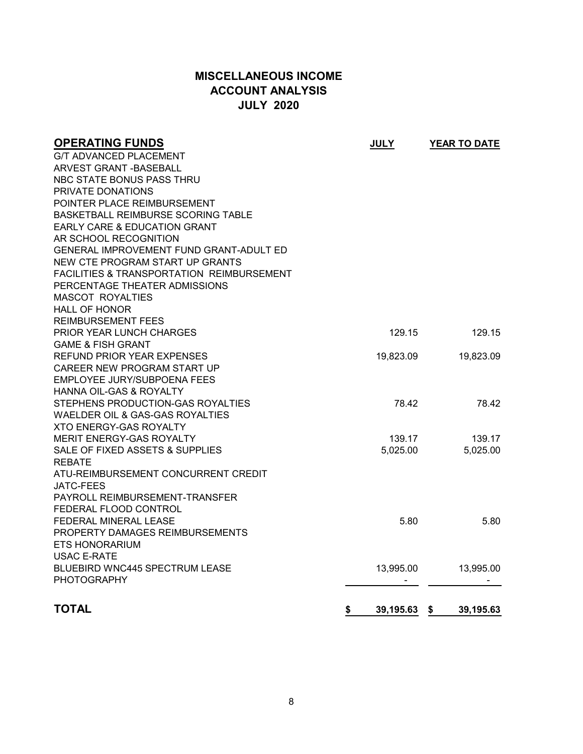# MISCELLANEOUS INCOME
## ACCOUNT ANALYSIS
## JULY 2020

| OPERATING FUNDS | JULY | YEAR TO DATE |
|---|---|---|
| G/T ADVANCED PLACEMENT | | |
| ARVEST GRANT -BASEBALL | | |
| NBC STATE BONUS PASS THRU | | |
| PRIVATE DONATIONS | | |
| POINTER PLACE REIMBURSEMENT | | |
| BASKETBALL REIMBURSE SCORING TABLE | | |
| EARLY CARE & EDUCATION GRANT | | |
| AR SCHOOL RECOGNITION | | |
| GENERAL IMPROVEMENT FUND GRANT-ADULT ED | | |
| NEW CTE PROGRAM START UP GRANTS | | |
| FACILITIES & TRANSPORTATION REIMBURSEMENT | | |
| PERCENTAGE THEATER ADMISSIONS | | |
| MASCOT ROYALTIES | | |
| HALL OF HONOR | | |
| REIMBURSEMENT FEES | | |
| PRIOR YEAR LUNCH CHARGES | 129.15 | 129.15 |
| GAME & FISH GRANT | | |
| REFUND PRIOR YEAR EXPENSES | 19,823.09 | 19,823.09 |
| CAREER NEW PROGRAM START UP | | |
| EMPLOYEE JURY/SUBPOENA FEES | | |
| HANNA OIL-GAS & ROYALTY | | |
| STEPHENS PRODUCTION-GAS ROYALTIES | 78.42 | 78.42 |
| WAELDER OIL & GAS-GAS ROYALTIES | | |
| XTO ENERGY-GAS ROYALTY | | |
| MERIT ENERGY-GAS ROYALTY | 139.17 | 139.17 |
| SALE OF FIXED ASSETS & SUPPLIES | 5,025.00 | 5,025.00 |
| REBATE | | |
| ATU-REIMBURSEMENT CONCURRENT CREDIT | | |
| JATC-FEES | | |
| PAYROLL REIMBURSEMENT-TRANSFER | | |
| FEDERAL FLOOD CONTROL | | |
| FEDERAL MINERAL LEASE | 5.80 | 5.80 |
| PROPERTY DAMAGES REIMBURSEMENTS | | |
| ETS HONORARIUM | | |
| USAC E-RATE | | |
| BLUEBIRD WNC445 SPECTRUM LEASE | 13,995.00 | 13,995.00 |
| PHOTOGRAPHY | - | - |
| **TOTAL** | **$ 39,195.63** | **$ 39,195.63** |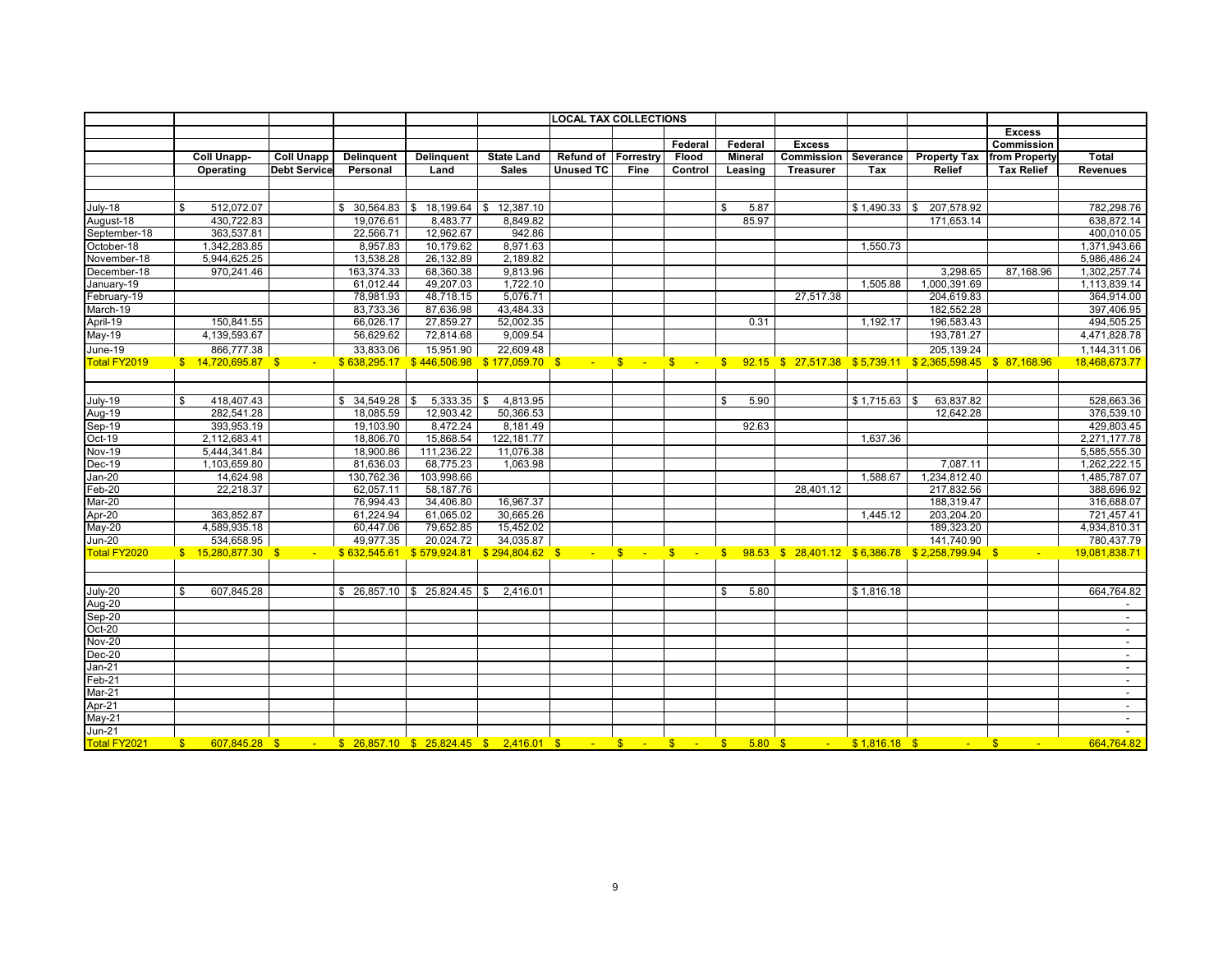| | | | | | | LOCAL TAX COLLECTIONS | | | | | | | | |
|---|---|---|---|---|---|---|---|---|---|---|---|---|---|---|
| | | | | | | | | | | | | | Excess | |
| | | | | | | | | Federal | Federal | Excess | | | Commission | |
| | Coll Unapp-<br>Operating | Coll Unapp<br>Debt Service | Delinquent<br>Personal | Delinquent<br>Land | State Land<br>Sales | Refund of<br>Unused TC | Forrestry<br>Fine | Flood<br>Control | Mineral<br>Leasing | Commission<br>Treasurer | Severance<br>Tax | Property Tax<br>Relief | from Property<br>Tax Relief | Total<br>Revenues |
| | | | | | | | | | | | | | | |
| July-18 | $ 512,072.07 | | $ 30,564.83 | $ 18,199.64 | $ 12,387.10 | | | | $ 5.87 | | $ 1,490.33 | $ 207,578.92 | | 782,298.76 |
| August-18 | 430,722.83 | | 19,076.61 | 8,483.77 | 8,849.82 | | | | 85.97 | | | 171,653.14 | | 638,872.14 |
| September-18 | 363,537.81 | | 22,566.71 | 12,962.67 | 942.86 | | | | | | | | | 400,010.05 |
| October-18 | 1,342,283.85 | | 8,957.83 | 10,179.62 | 8,971.63 | | | | | | 1,550.73 | | | 1,371,943.66 |
| November-18 | 5,944,625.25 | | 13,538.28 | 26,132.89 | 2,189.82 | | | | | | | | | 5,986,486.24 |
| December-18 | 970,241.46 | | 163,374.33 | 68,360.38 | 9,813.96 | | | | | | | 3,298.65 | 87,168.96 | 1,302,257.74 |
| January-19 | | | 61,012.44 | 49,207.03 | 1,722.10 | | | | | | 1,505.88 | 1,000,391.69 | | 1,113,839.14 |
| February-19 | | | 78,981.93 | 48,718.15 | 5,076.71 | | | | | 27,517.38 | | 204,619.83 | | 364,914.00 |
| March-19 | | | 83,733.36 | 87,636.98 | 43,484.33 | | | | | | | 182,552.28 | | 397,406.95 |
| April-19 | 150,841.55 | | 66,026.17 | 27,859.27 | 52,002.35 | | | | 0.31 | | 1,192.17 | 196,583.43 | | 494,505.25 |
| May-19 | 4,139,593.67 | | 56,629.62 | 72,814.68 | 9,009.54 | | | | | | | 193,781.27 | | 4,471,828.78 |
| June-19 | 866,777.38 | | 33,833.06 | 15,951.90 | 22,609.48 | | | | | | | 205,139.24 | | 1,144,311.06 |
| Total FY2019 | $ 14,720,695.87 | $ - | $ 638,295.17 | $ 446,506.98 | $ 177,059.70 | $ - | $ - | $ - | $ 92.15 | $ 27,517.38 | $ 5,739.11 | $ 2,365,598.45 | $ 87,168.96 | 18,468,673.77 |
| | | | | | | | | | | | | | | |
| July-19 | $ 418,407.43 | | $ 34,549.28 | $ 5,333.35 | $ 4,813.95 | | | | $ 5.90 | | $ 1,715.63 | $ 63,837.82 | | 528,663.36 |
| Aug-19 | 282,541.28 | | 18,085.59 | 12,903.42 | 50,366.53 | | | | | | | 12,642.28 | | 376,539.10 |
| Sep-19 | 393,953.19 | | 19,103.90 | 8,472.24 | 8,181.49 | | | | 92.63 | | | | | 429,803.45 |
| Oct-19 | 2,112,683.41 | | 18,806.70 | 15,868.54 | 122,181.77 | | | | | | 1,637.36 | | | 2,271,177.78 |
| Nov-19 | 5,444,341.84 | | 18,900.86 | 111,236.22 | 11,076.38 | | | | | | | | | 5,585,555.30 |
| Dec-19 | 1,103,659.80 | | 81,636.03 | 68,775.23 | 1,063.98 | | | | | | | 7,087.11 | | 1,262,222.15 |
| Jan-20 | 14,624.98 | | 130,762.36 | 103,998.66 | | | | | | | 1,588.67 | 1,234,812.40 | | 1,485,787.07 |
| Feb-20 | 22,218.37 | | 62,057.11 | 58,187.76 | | | | | | 28,401.12 | | 217,832.56 | | 388,696.92 |
| Mar-20 | | | 76,994.43 | 34,406.80 | 16,967.37 | | | | | | | 188,319.47 | | 316,688.07 |
| Apr-20 | 363,852.87 | | 61,224.94 | 61,065.02 | 30,665.26 | | | | | | 1,445.12 | 203,204.20 | | 721,457.41 |
| May-20 | 4,589,935.18 | | 60,447.06 | 79,652.85 | 15,452.02 | | | | | | | 189,323.20 | | 4,934,810.31 |
| Jun-20 | 534,658.95 | | 49,977.35 | 20,024.72 | 34,035.87 | | | | | | | 141,740.90 | | 780,437.79 |
| Total FY2020 | $ 15,280,877.30 | $ - | $ 632,545.61 | $ 579,924.81 | $ 294,804.62 | $ - | $ - | $ - | $ 98.53 | $ 28,401.12 | $ 6,386.78 | $ 2,258,799.94 | $ - | 19,081,838.71 |
| | | | | | | | | | | | | | | |
| July-20 | $ 607,845.28 | | $ 26,857.10 | $ 25,824.45 | $ 2,416.01 | | | | $ 5.80 | | $ 1,816.18 | | | 664,764.82 |
| Aug-20 | | | | | | | | | | | | | | - |
| Sep-20 | | | | | | | | | | | | | | - |
| Oct-20 | | | | | | | | | | | | | | - |
| Nov-20 | | | | | | | | | | | | | | - |
| Dec-20 | | | | | | | | | | | | | | - |
| Jan-21 | | | | | | | | | | | | | | - |
| Feb-21 | | | | | | | | | | | | | | - |
| Mar-21 | | | | | | | | | | | | | | - |
| Apr-21 | | | | | | | | | | | | | | - |
| May-21 | | | | | | | | | | | | | | - |
| Jun-21 | | | | | | | | | | | | | | - |
| Total FY2021 | $ 607,845.28 | $ - | $ 26,857.10 | $ 25,824.45 | $ 2,416.01 | $ - | $ - | $ - | $ 5.80 | $ - | $ 1,816.18 | $ - | $ - | 664,764.82 |